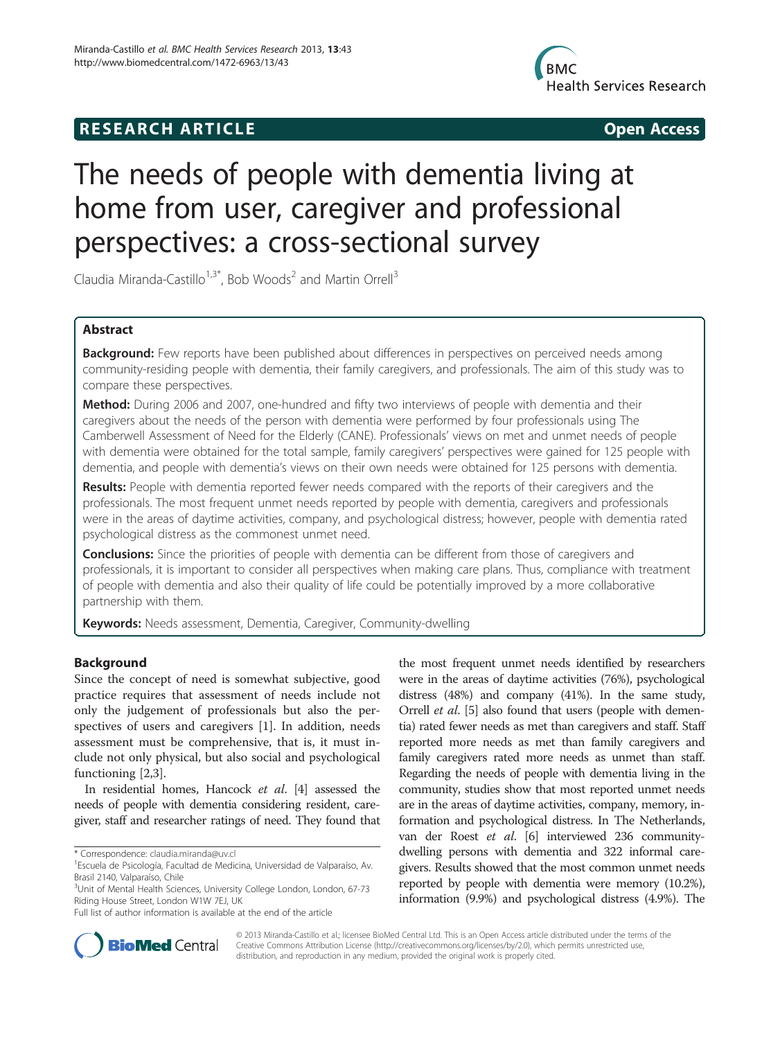**RESEARCH ARTICLE** **Open Access**

# The needs of people with dementia living at home from user, caregiver and professional perspectives: a cross-sectional survey

Claudia Miranda-Castillo[1,3*], Bob Woods[2] and Martin Orrell[3]

## Abstract

**Background:** Few reports have been published about differences in perspectives on perceived needs among community-residing people with dementia, their family caregivers, and professionals. The aim of this study was to compare these perspectives.

**Method:** During 2006 and 2007, one-hundred and fifty two interviews of people with dementia and their caregivers about the needs of the person with dementia were performed by four professionals using The Camberwell Assessment of Need for the Elderly (CANE). Professionals' views on met and unmet needs of people with dementia were obtained for the total sample, family caregivers' perspectives were gained for 125 people with dementia, and people with dementia's views on their own needs were obtained for 125 persons with dementia.

**Results:** People with dementia reported fewer needs compared with the reports of their caregivers and the professionals. The most frequent unmet needs reported by people with dementia, caregivers and professionals were in the areas of daytime activities, company, and psychological distress; however, people with dementia rated psychological distress as the commonest unmet need.

**Conclusions:** Since the priorities of people with dementia can be different from those of caregivers and professionals, it is important to consider all perspectives when making care plans. Thus, compliance with treatment of people with dementia and also their quality of life could be potentially improved by a more collaborative partnership with them.

**Keywords:** Needs assessment, Dementia, Caregiver, Community-dwelling

## Background

Since the concept of need is somewhat subjective, good practice requires that assessment of needs include not only the judgement of professionals but also the perspectives of users and caregivers [1]. In addition, needs assessment must be comprehensive, that is, it must include not only physical, but also social and psychological functioning [2,3].

In residential homes, Hancock *et al*. [4] assessed the needs of people with dementia considering resident, caregiver, staff and researcher ratings of need. They found that the most frequent unmet needs identified by researchers were in the areas of daytime activities (76%), psychological distress (48%) and company (41%). In the same study, Orrell *et al*. [5] also found that users (people with dementia) rated fewer needs as met than caregivers and staff. Staff reported more needs as met than family caregivers and family caregivers rated more needs as unmet than staff. Regarding the needs of people with dementia living in the community, studies show that most reported unmet needs are in the areas of daytime activities, company, memory, information and psychological distress. In The Netherlands, van der Roest *et al*. [6] interviewed 236 community-dwelling persons with dementia and 322 informal caregivers. Results showed that the most common unmet needs reported by people with dementia were memory (10.2%), information (9.9%) and psychological distress (4.9%). The

\* Correspondence: claudia.miranda@uv.cl
[1]Escuela de Psicología, Facultad de Medicina, Universidad de Valparaíso, Av. Brasil 2140, Valparaíso, Chile
[3]Unit of Mental Health Sciences, University College London, London, 67-73 Riding House Street, London W1W 7EJ, UK
Full list of author information is available at the end of the article

© 2013 Miranda-Castillo et al.; licensee BioMed Central Ltd. This is an Open Access article distributed under the terms of the Creative Commons Attribution License (http://creativecommons.org/licenses/by/2.0), which permits unrestricted use, distribution, and reproduction in any medium, provided the original work is properly cited.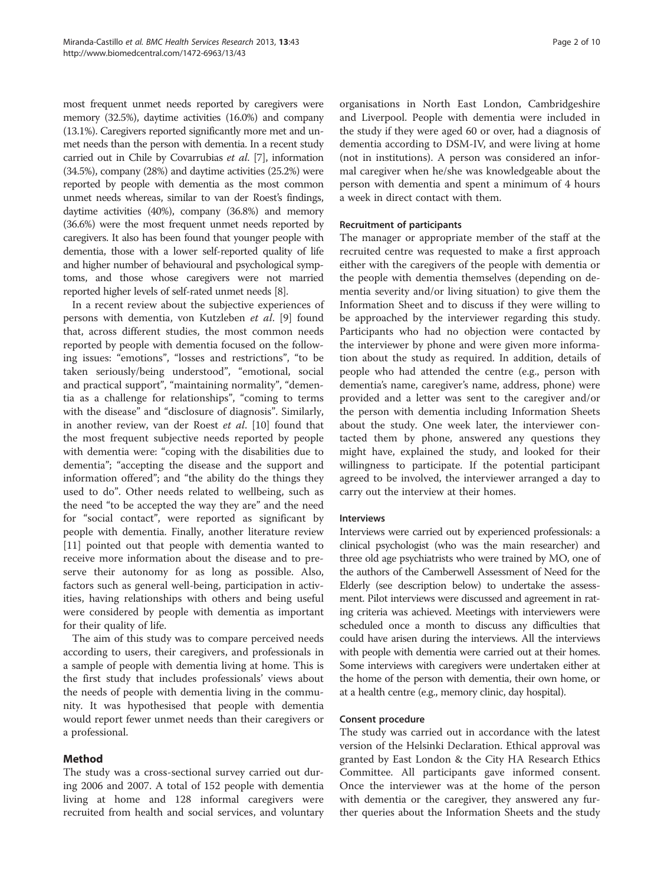most frequent unmet needs reported by caregivers were memory (32.5%), daytime activities (16.0%) and company (13.1%). Caregivers reported significantly more met and unmet needs than the person with dementia. In a recent study carried out in Chile by Covarrubias *et al.* [7], information (34.5%), company (28%) and daytime activities (25.2%) were reported by people with dementia as the most common unmet needs whereas, similar to van der Roest's findings, daytime activities (40%), company (36.8%) and memory (36.6%) were the most frequent unmet needs reported by caregivers. It also has been found that younger people with dementia, those with a lower self-reported quality of life and higher number of behavioural and psychological symptoms, and those whose caregivers were not married reported higher levels of self-rated unmet needs [8].

In a recent review about the subjective experiences of persons with dementia, von Kutzleben *et al.* [9] found that, across different studies, the most common needs reported by people with dementia focused on the following issues: "emotions", "losses and restrictions", "to be taken seriously/being understood", "emotional, social and practical support", "maintaining normality", "dementia as a challenge for relationships", "coming to terms with the disease" and "disclosure of diagnosis". Similarly, in another review, van der Roest *et al.* [10] found that the most frequent subjective needs reported by people with dementia were: "coping with the disabilities due to dementia"; "accepting the disease and the support and information offered"; and "the ability do the things they used to do". Other needs related to wellbeing, such as the need "to be accepted the way they are" and the need for "social contact", were reported as significant by people with dementia. Finally, another literature review [11] pointed out that people with dementia wanted to receive more information about the disease and to preserve their autonomy for as long as possible. Also, factors such as general well-being, participation in activities, having relationships with others and being useful were considered by people with dementia as important for their quality of life.

The aim of this study was to compare perceived needs according to users, their caregivers, and professionals in a sample of people with dementia living at home. This is the first study that includes professionals' views about the needs of people with dementia living in the community. It was hypothesised that people with dementia would report fewer unmet needs than their caregivers or a professional.

## Method

The study was a cross-sectional survey carried out during 2006 and 2007. A total of 152 people with dementia living at home and 128 informal caregivers were recruited from health and social services, and voluntary organisations in North East London, Cambridgeshire and Liverpool. People with dementia were included in the study if they were aged 60 or over, had a diagnosis of dementia according to DSM-IV, and were living at home (not in institutions). A person was considered an informal caregiver when he/she was knowledgeable about the person with dementia and spent a minimum of 4 hours a week in direct contact with them.

### Recruitment of participants

The manager or appropriate member of the staff at the recruited centre was requested to make a first approach either with the caregivers of the people with dementia or the people with dementia themselves (depending on dementia severity and/or living situation) to give them the Information Sheet and to discuss if they were willing to be approached by the interviewer regarding this study. Participants who had no objection were contacted by the interviewer by phone and were given more information about the study as required. In addition, details of people who had attended the centre (e.g., person with dementia's name, caregiver's name, address, phone) were provided and a letter was sent to the caregiver and/or the person with dementia including Information Sheets about the study. One week later, the interviewer contacted them by phone, answered any questions they might have, explained the study, and looked for their willingness to participate. If the potential participant agreed to be involved, the interviewer arranged a day to carry out the interview at their homes.

### Interviews

Interviews were carried out by experienced professionals: a clinical psychologist (who was the main researcher) and three old age psychiatrists who were trained by MO, one of the authors of the Camberwell Assessment of Need for the Elderly (see description below) to undertake the assessment. Pilot interviews were discussed and agreement in rating criteria was achieved. Meetings with interviewers were scheduled once a month to discuss any difficulties that could have arisen during the interviews. All the interviews with people with dementia were carried out at their homes. Some interviews with caregivers were undertaken either at the home of the person with dementia, their own home, or at a health centre (e.g., memory clinic, day hospital).

### Consent procedure

The study was carried out in accordance with the latest version of the Helsinki Declaration. Ethical approval was granted by East London & the City HA Research Ethics Committee. All participants gave informed consent. Once the interviewer was at the home of the person with dementia or the caregiver, they answered any further queries about the Information Sheets and the study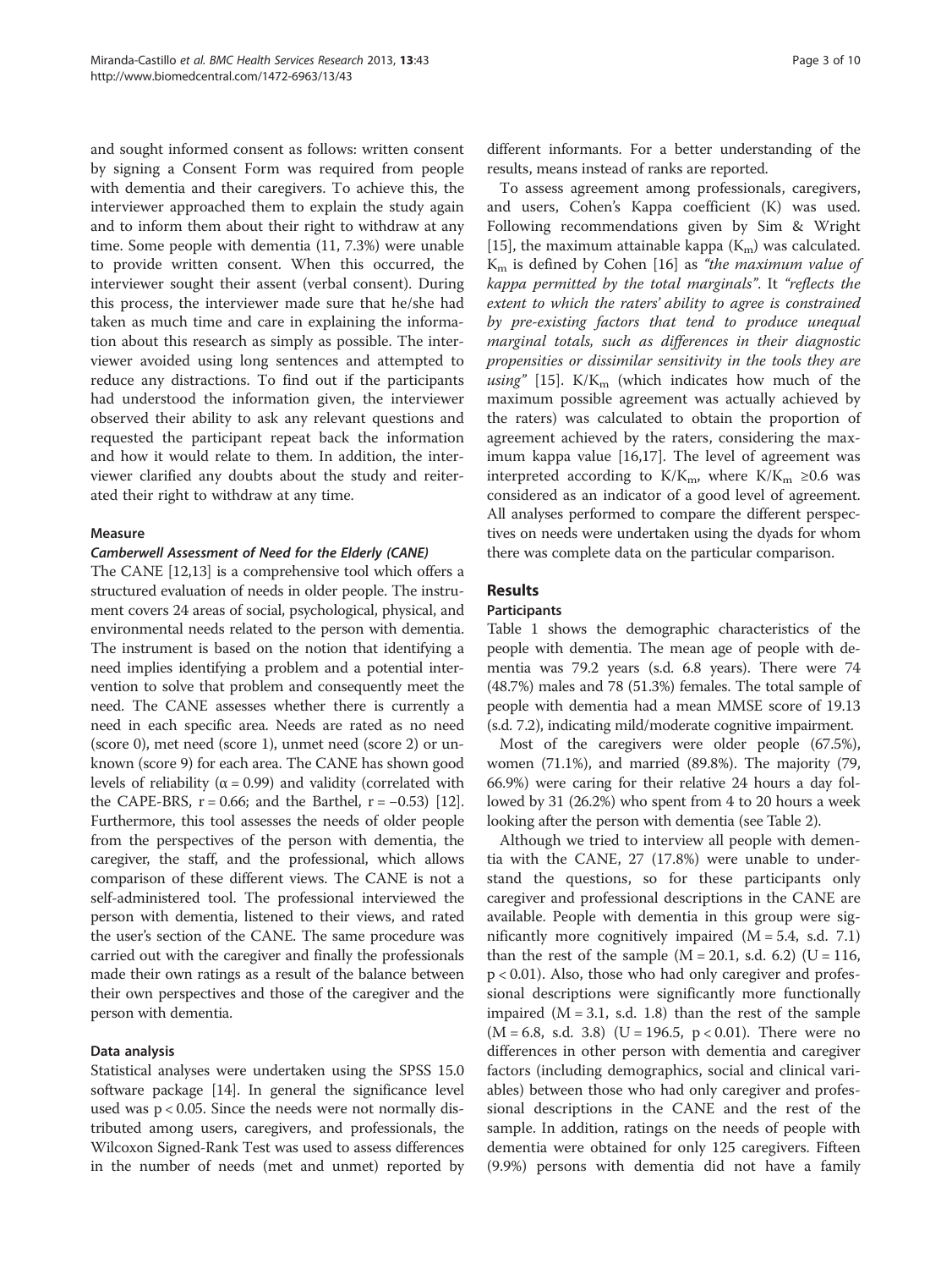and sought informed consent as follows: written consent by signing a Consent Form was required from people with dementia and their caregivers. To achieve this, the interviewer approached them to explain the study again and to inform them about their right to withdraw at any time. Some people with dementia (11, 7.3%) were unable to provide written consent. When this occurred, the interviewer sought their assent (verbal consent). During this process, the interviewer made sure that he/she had taken as much time and care in explaining the information about this research as simply as possible. The interviewer avoided using long sentences and attempted to reduce any distractions. To find out if the participants had understood the information given, the interviewer observed their ability to ask any relevant questions and requested the participant repeat back the information and how it would relate to them. In addition, the interviewer clarified any doubts about the study and reiterated their right to withdraw at any time.

### Measure

#### *Camberwell Assessment of Need for the Elderly (CANE)*

The CANE [12,13] is a comprehensive tool which offers a structured evaluation of needs in older people. The instrument covers 24 areas of social, psychological, physical, and environmental needs related to the person with dementia. The instrument is based on the notion that identifying a need implies identifying a problem and a potential intervention to solve that problem and consequently meet the need. The CANE assesses whether there is currently a need in each specific area. Needs are rated as no need (score 0), met need (score 1), unmet need (score 2) or unknown (score 9) for each area. The CANE has shown good levels of reliability ($\alpha = 0.99$) and validity (correlated with the CAPE-BRS, $r = 0.66$; and the Barthel, $r = -0.53$) [12]. Furthermore, this tool assesses the needs of older people from the perspectives of the person with dementia, the caregiver, the staff, and the professional, which allows comparison of these different views. The CANE is not a self-administered tool. The professional interviewed the person with dementia, listened to their views, and rated the user's section of the CANE. The same procedure was carried out with the caregiver and finally the professionals made their own ratings as a result of the balance between their own perspectives and those of the caregiver and the person with dementia.

### Data analysis

Statistical analyses were undertaken using the SPSS 15.0 software package [14]. In general the significance level used was $p < 0.05$. Since the needs were not normally distributed among users, caregivers, and professionals, the Wilcoxon Signed-Rank Test was used to assess differences in the number of needs (met and unmet) reported by different informants. For a better understanding of the results, means instead of ranks are reported.

To assess agreement among professionals, caregivers, and users, Cohen's Kappa coefficient (K) was used. Following recommendations given by Sim & Wright [15], the maximum attainable kappa ($K_m$) was calculated. $K_m$ is defined by Cohen [16] as *"the maximum value of kappa permitted by the total marginals"*. It *"reflects the extent to which the raters' ability to agree is constrained by pre-existing factors that tend to produce unequal marginal totals, such as differences in their diagnostic propensities or dissimilar sensitivity in the tools they are using"* [15]. $K/K_m$ (which indicates how much of the maximum possible agreement was actually achieved by the raters) was calculated to obtain the proportion of agreement achieved by the raters, considering the maximum kappa value [16,17]. The level of agreement was interpreted according to $K/K_m$, where $K/K_m \geq 0.6$ was considered as an indicator of a good level of agreement. All analyses performed to compare the different perspectives on needs were undertaken using the dyads for whom there was complete data on the particular comparison.

## Results

### Participants

Table 1 shows the demographic characteristics of the people with dementia. The mean age of people with dementia was 79.2 years (s.d. 6.8 years). There were 74 (48.7%) males and 78 (51.3%) females. The total sample of people with dementia had a mean MMSE score of 19.13 (s.d. 7.2), indicating mild/moderate cognitive impairment.

Most of the caregivers were older people (67.5%), women (71.1%), and married (89.8%). The majority (79, 66.9%) were caring for their relative 24 hours a day followed by 31 (26.2%) who spent from 4 to 20 hours a week looking after the person with dementia (see Table 2).

Although we tried to interview all people with dementia with the CANE, 27 (17.8%) were unable to understand the questions, so for these participants only caregiver and professional descriptions in the CANE are available. People with dementia in this group were significantly more cognitively impaired ($M = 5.4$, s.d. 7.1) than the rest of the sample ($M = 20.1$, s.d. 6.2) ($U = 116$, $p < 0.01$). Also, those who had only caregiver and professional descriptions were significantly more functionally impaired ($M = 3.1$, s.d. 1.8) than the rest of the sample ($M = 6.8$, s.d. 3.8) ($U = 196.5$, $p < 0.01$). There were no differences in other person with dementia and caregiver factors (including demographics, social and clinical variables) between those who had only caregiver and professional descriptions in the CANE and the rest of the sample. In addition, ratings on the needs of people with dementia were obtained for only 125 caregivers. Fifteen (9.9%) persons with dementia did not have a family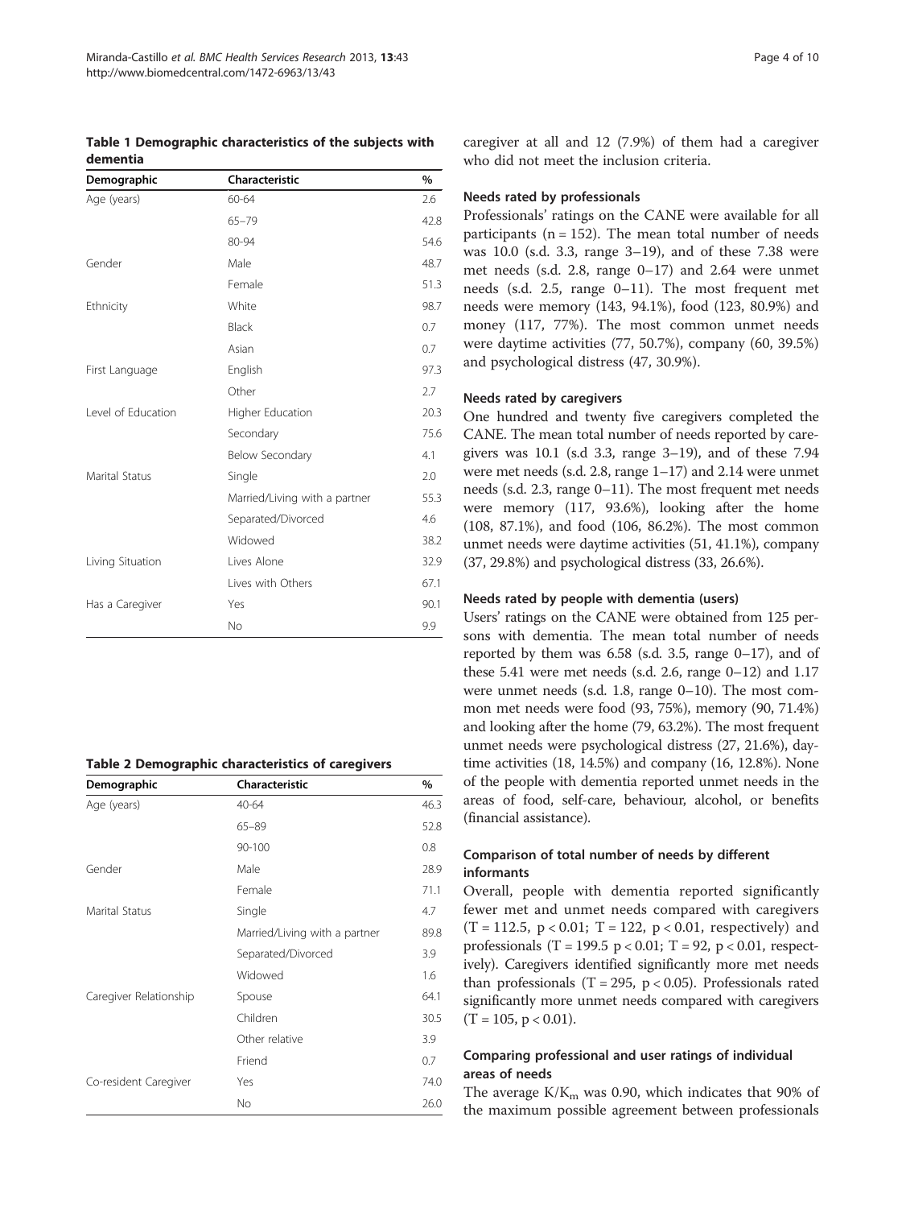**Table 1 Demographic characteristics of the subjects with dementia**

| Demographic | Characteristic | % |
|---|---|---|
| Age (years) | 60-64 | 2.6 |
| | 65–79 | 42.8 |
| | 80-94 | 54.6 |
| Gender | Male | 48.7 |
| | Female | 51.3 |
| Ethnicity | White | 98.7 |
| | Black | 0.7 |
| | Asian | 0.7 |
| First Language | English | 97.3 |
| | Other | 2.7 |
| Level of Education | Higher Education | 20.3 |
| | Secondary | 75.6 |
| | Below Secondary | 4.1 |
| Marital Status | Single | 2.0 |
| | Married/Living with a partner | 55.3 |
| | Separated/Divorced | 4.6 |
| | Widowed | 38.2 |
| Living Situation | Lives Alone | 32.9 |
| | Lives with Others | 67.1 |
| Has a Caregiver | Yes | 90.1 |
| | No | 9.9 |

**Table 2 Demographic characteristics of caregivers**

| Demographic | Characteristic | % |
|---|---|---|
| Age (years) | 40-64 | 46.3 |
| | 65–89 | 52.8 |
| | 90-100 | 0.8 |
| Gender | Male | 28.9 |
| | Female | 71.1 |
| Marital Status | Single | 4.7 |
| | Married/Living with a partner | 89.8 |
| | Separated/Divorced | 3.9 |
| | Widowed | 1.6 |
| Caregiver Relationship | Spouse | 64.1 |
| | Children | 30.5 |
| | Other relative | 3.9 |
| | Friend | 0.7 |
| Co-resident Caregiver | Yes | 74.0 |
| | No | 26.0 |

caregiver at all and 12 (7.9%) of them had a caregiver who did not meet the inclusion criteria.

### Needs rated by professionals

Professionals' ratings on the CANE were available for all participants (n = 152). The mean total number of needs was 10.0 (s.d. 3.3, range 3–19), and of these 7.38 were met needs (s.d. 2.8, range 0–17) and 2.64 were unmet needs (s.d. 2.5, range 0–11). The most frequent met needs were memory (143, 94.1%), food (123, 80.9%) and money (117, 77%). The most common unmet needs were daytime activities (77, 50.7%), company (60, 39.5%) and psychological distress (47, 30.9%).

### Needs rated by caregivers

One hundred and twenty five caregivers completed the CANE. The mean total number of needs reported by caregivers was 10.1 (s.d 3.3, range 3–19), and of these 7.94 were met needs (s.d. 2.8, range 1–17) and 2.14 were unmet needs (s.d. 2.3, range 0–11). The most frequent met needs were memory (117, 93.6%), looking after the home (108, 87.1%), and food (106, 86.2%). The most common unmet needs were daytime activities (51, 41.1%), company (37, 29.8%) and psychological distress (33, 26.6%).

### Needs rated by people with dementia (users)

Users' ratings on the CANE were obtained from 125 persons with dementia. The mean total number of needs reported by them was 6.58 (s.d. 3.5, range 0–17), and of these 5.41 were met needs (s.d. 2.6, range 0–12) and 1.17 were unmet needs (s.d. 1.8, range 0–10). The most common met needs were food (93, 75%), memory (90, 71.4%) and looking after the home (79, 63.2%). The most frequent unmet needs were psychological distress (27, 21.6%), daytime activities (18, 14.5%) and company (16, 12.8%). None of the people with dementia reported unmet needs in the areas of food, self-care, behaviour, alcohol, or benefits (financial assistance).

### Comparison of total number of needs by different informants

Overall, people with dementia reported significantly fewer met and unmet needs compared with caregivers ($T = 112.5$, $p < 0.01$; $T = 122$, $p < 0.01$, respectively) and professionals ($T = 199.5$ $p < 0.01$; $T = 92$, $p < 0.01$, respectively). Caregivers identified significantly more met needs than professionals ($T = 295$, $p < 0.05$). Professionals rated significantly more unmet needs compared with caregivers ($T = 105$, $p < 0.01$).

### Comparing professional and user ratings of individual areas of needs

The average $K/K_m$ was 0.90, which indicates that 90% of the maximum possible agreement between professionals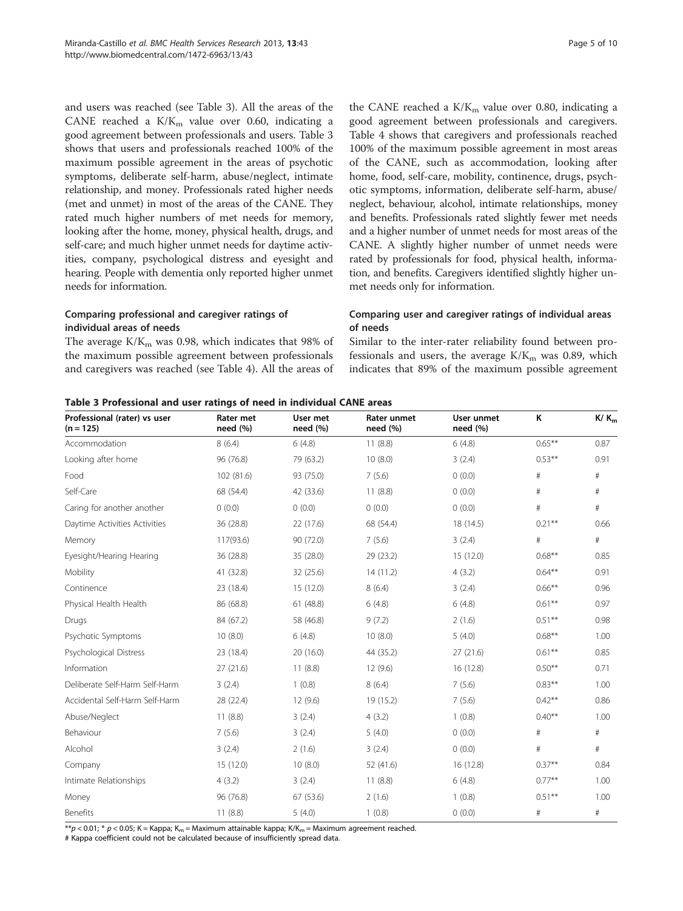and users was reached (see Table 3). All the areas of the CANE reached a $K/K_m$ value over 0.60, indicating a good agreement between professionals and users. Table 3 shows that users and professionals reached 100% of the maximum possible agreement in the areas of psychotic symptoms, deliberate self-harm, abuse/neglect, intimate relationship, and money. Professionals rated higher needs (met and unmet) in most of the areas of the CANE. They rated much higher numbers of met needs for memory, looking after the home, money, physical health, drugs, and self-care; and much higher unmet needs for daytime activities, company, psychological distress and eyesight and hearing. People with dementia only reported higher unmet needs for information.

### Comparing professional and caregiver ratings of individual areas of needs

The average $K/K_m$ was 0.98, which indicates that 98% of the maximum possible agreement between professionals and caregivers was reached (see Table 4). All the areas of the CANE reached a $K/K_m$ value over 0.80, indicating a good agreement between professionals and caregivers. Table 4 shows that caregivers and professionals reached 100% of the maximum possible agreement in most areas of the CANE, such as accommodation, looking after home, food, self-care, mobility, continence, drugs, psychotic symptoms, information, deliberate self-harm, abuse/neglect, behaviour, alcohol, intimate relationships, money and benefits. Professionals rated slightly fewer met needs and a higher number of unmet needs for most areas of the CANE. A slightly higher number of unmet needs were rated by professionals for food, physical health, information, and benefits. Caregivers identified slightly higher unmet needs only for information.

### Comparing user and caregiver ratings of individual areas of needs

Similar to the inter-rater reliability found between professionals and users, the average $K/K_m$ was 0.89, which indicates that 89% of the maximum possible agreement

**Table 3 Professional and user ratings of need in individual CANE areas**

| Professional (rater) vs user (n = 125) | Rater met need (%) | User met need (%) | Rater unmet need (%) | User unmet need (%) | K | $K/K_m$ |
|---|---|---|---|---|---|---|
| Accommodation | 8 (6.4) | 6 (4.8) | 11 (8.8) | 6 (4.8) | 0.65** | 0.87 |
| Looking after home | 96 (76.8) | 79 (63.2) | 10 (8.0) | 3 (2.4) | 0.53** | 0.91 |
| Food | 102 (81.6) | 93 (75.0) | 7 (5.6) | 0 (0.0) | # | # |
| Self-Care | 68 (54.4) | 42 (33.6) | 11 (8.8) | 0 (0.0) | # | # |
| Caring for another another | 0 (0.0) | 0 (0.0) | 0 (0.0) | 0 (0.0) | # | # |
| Daytime Activities Activities | 36 (28.8) | 22 (17.6) | 68 (54.4) | 18 (14.5) | 0.21** | 0.66 |
| Memory | 117(93.6) | 90 (72.0) | 7 (5.6) | 3 (2.4) | # | # |
| Eyesight/Hearing Hearing | 36 (28.8) | 35 (28.0) | 29 (23.2) | 15 (12.0) | 0.68** | 0.85 |
| Mobility | 41 (32.8) | 32 (25.6) | 14 (11.2) | 4 (3.2) | 0.64** | 0.91 |
| Continence | 23 (18.4) | 15 (12.0) | 8 (6.4) | 3 (2.4) | 0.66** | 0.96 |
| Physical Health Health | 86 (68.8) | 61 (48.8) | 6 (4.8) | 6 (4.8) | 0.61** | 0.97 |
| Drugs | 84 (67.2) | 58 (46.8) | 9 (7.2) | 2 (1.6) | 0.51** | 0.98 |
| Psychotic Symptoms | 10 (8.0) | 6 (4.8) | 10 (8.0) | 5 (4.0) | 0.68** | 1.00 |
| Psychological Distress | 23 (18.4) | 20 (16.0) | 44 (35.2) | 27 (21.6) | 0.61** | 0.85 |
| Information | 27 (21.6) | 11 (8.8) | 12 (9.6) | 16 (12.8) | 0.50** | 0.71 |
| Deliberate Self-Harm Self-Harm | 3 (2.4) | 1 (0.8) | 8 (6.4) | 7 (5.6) | 0.83** | 1.00 |
| Accidental Self-Harm Self-Harm | 28 (22.4) | 12 (9.6) | 19 (15.2) | 7 (5.6) | 0.42** | 0.86 |
| Abuse/Neglect | 11 (8.8) | 3 (2.4) | 4 (3.2) | 1 (0.8) | 0.40** | 1.00 |
| Behaviour | 7 (5.6) | 3 (2.4) | 5 (4.0) | 0 (0.0) | # | # |
| Alcohol | 3 (2.4) | 2 (1.6) | 3 (2.4) | 0 (0.0) | # | # |
| Company | 15 (12.0) | 10 (8.0) | 52 (41.6) | 16 (12.8) | 0.37** | 0.84 |
| Intimate Relationships | 4 (3.2) | 3 (2.4) | 11 (8.8) | 6 (4.8) | 0.77** | 1.00 |
| Money | 96 (76.8) | 67 (53.6) | 2 (1.6) | 1 (0.8) | 0.51** | 1.00 |
| Benefits | 11 (8.8) | 5 (4.0) | 1 (0.8) | 0 (0.0) | # | # |

**$p < 0.01$; * $p < 0.05$; K = Kappa; $K_m$ = Maximum attainable kappa; $K/K_m$ = Maximum agreement reached.
# Kappa coefficient could not be calculated because of insufficiently spread data.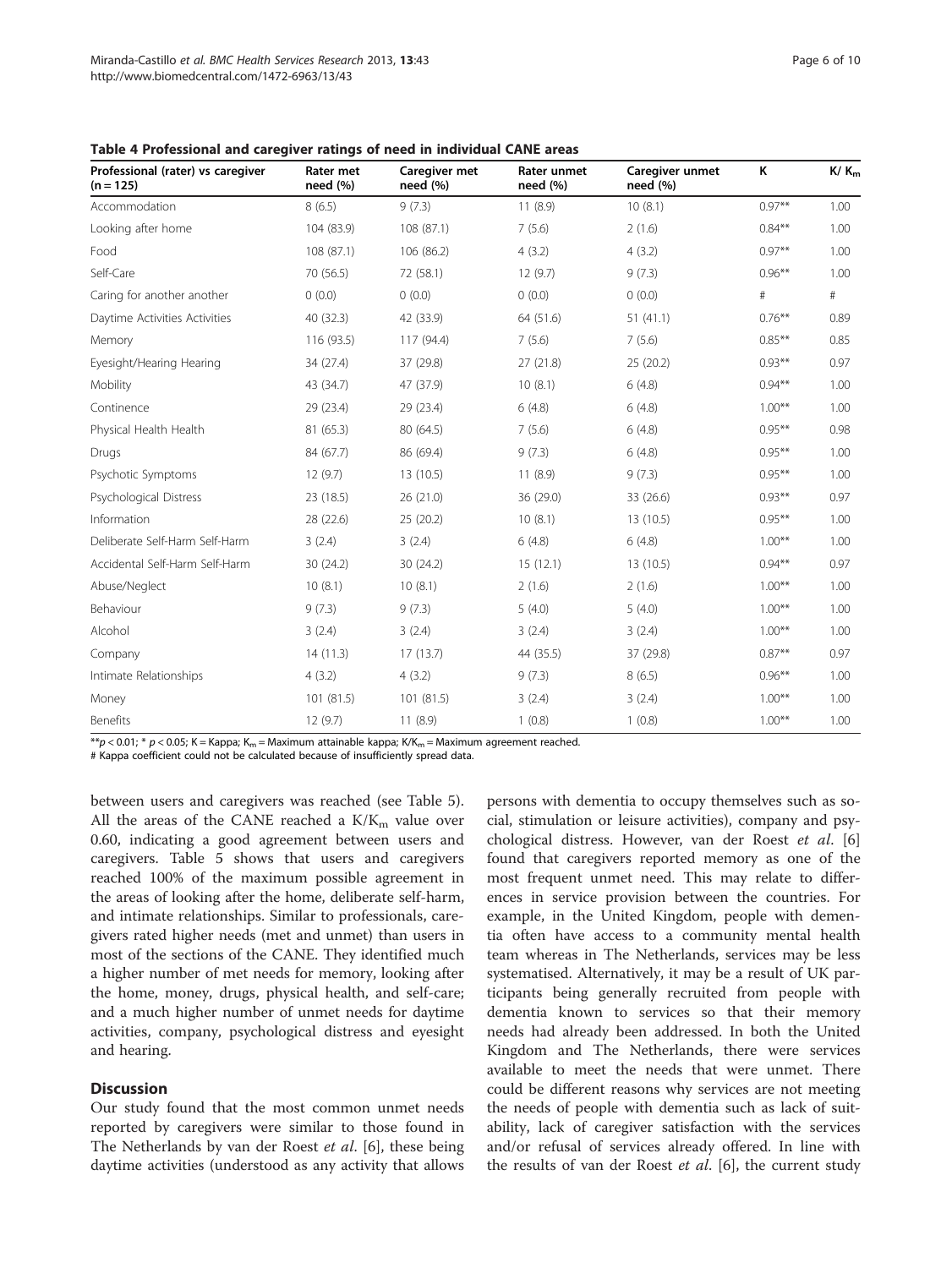**Table 4 Professional and caregiver ratings of need in individual CANE areas**

| Professional (rater) vs caregiver (n = 125) | Rater met need (%) | Caregiver met need (%) | Rater unmet need (%) | Caregiver unmet need (%) | K | K/ $K_m$ |
|---|---|---|---|---|---|---|
| Accommodation | 8 (6.5) | 9 (7.3) | 11 (8.9) | 10 (8.1) | 0.97** | 1.00 |
| Looking after home | 104 (83.9) | 108 (87.1) | 7 (5.6) | 2 (1.6) | 0.84** | 1.00 |
| Food | 108 (87.1) | 106 (86.2) | 4 (3.2) | 4 (3.2) | 0.97** | 1.00 |
| Self-Care | 70 (56.5) | 72 (58.1) | 12 (9.7) | 9 (7.3) | 0.96** | 1.00 |
| Caring for another another | 0 (0.0) | 0 (0.0) | 0 (0.0) | 0 (0.0) | # | # |
| Daytime Activities Activities | 40 (32.3) | 42 (33.9) | 64 (51.6) | 51 (41.1) | 0.76** | 0.89 |
| Memory | 116 (93.5) | 117 (94.4) | 7 (5.6) | 7 (5.6) | 0.85** | 0.85 |
| Eyesight/Hearing Hearing | 34 (27.4) | 37 (29.8) | 27 (21.8) | 25 (20.2) | 0.93** | 0.97 |
| Mobility | 43 (34.7) | 47 (37.9) | 10 (8.1) | 6 (4.8) | 0.94** | 1.00 |
| Continence | 29 (23.4) | 29 (23.4) | 6 (4.8) | 6 (4.8) | 1.00** | 1.00 |
| Physical Health Health | 81 (65.3) | 80 (64.5) | 7 (5.6) | 6 (4.8) | 0.95** | 0.98 |
| Drugs | 84 (67.7) | 86 (69.4) | 9 (7.3) | 6 (4.8) | 0.95** | 1.00 |
| Psychotic Symptoms | 12 (9.7) | 13 (10.5) | 11 (8.9) | 9 (7.3) | 0.95** | 1.00 |
| Psychological Distress | 23 (18.5) | 26 (21.0) | 36 (29.0) | 33 (26.6) | 0.93** | 0.97 |
| Information | 28 (22.6) | 25 (20.2) | 10 (8.1) | 13 (10.5) | 0.95** | 1.00 |
| Deliberate Self-Harm Self-Harm | 3 (2.4) | 3 (2.4) | 6 (4.8) | 6 (4.8) | 1.00** | 1.00 |
| Accidental Self-Harm Self-Harm | 30 (24.2) | 30 (24.2) | 15 (12.1) | 13 (10.5) | 0.94** | 0.97 |
| Abuse/Neglect | 10 (8.1) | 10 (8.1) | 2 (1.6) | 2 (1.6) | 1.00** | 1.00 |
| Behaviour | 9 (7.3) | 9 (7.3) | 5 (4.0) | 5 (4.0) | 1.00** | 1.00 |
| Alcohol | 3 (2.4) | 3 (2.4) | 3 (2.4) | 3 (2.4) | 1.00** | 1.00 |
| Company | 14 (11.3) | 17 (13.7) | 44 (35.5) | 37 (29.8) | 0.87** | 0.97 |
| Intimate Relationships | 4 (3.2) | 4 (3.2) | 9 (7.3) | 8 (6.5) | 0.96** | 1.00 |
| Money | 101 (81.5) | 101 (81.5) | 3 (2.4) | 3 (2.4) | 1.00** | 1.00 |
| Benefits | 12 (9.7) | 11 (8.9) | 1 (0.8) | 1 (0.8) | 1.00** | 1.00 |

**$p < 0.01$; * $p < 0.05$; K = Kappa; $K_m$ = Maximum attainable kappa; $K/K_m$ = Maximum agreement reached.
# Kappa coefficient could not be calculated because of insufficiently spread data.

between users and caregivers was reached (see Table 5). All the areas of the CANE reached a $K/K_m$ value over 0.60, indicating a good agreement between users and caregivers. Table 5 shows that users and caregivers reached 100% of the maximum possible agreement in the areas of looking after the home, deliberate self-harm, and intimate relationships. Similar to professionals, caregivers rated higher needs (met and unmet) than users in most of the sections of the CANE. They identified much a higher number of met needs for memory, looking after the home, money, drugs, physical health, and self-care; and a much higher number of unmet needs for daytime activities, company, psychological distress and eyesight and hearing.

## Discussion

Our study found that the most common unmet needs reported by caregivers were similar to those found in The Netherlands by van der Roest *et al*. [6], these being daytime activities (understood as any activity that allows persons with dementia to occupy themselves such as social, stimulation or leisure activities), company and psychological distress. However, van der Roest *et al*. [6] found that caregivers reported memory as one of the most frequent unmet need. This may relate to differences in service provision between the countries. For example, in the United Kingdom, people with dementia often have access to a community mental health team whereas in The Netherlands, services may be less systematised. Alternatively, it may be a result of UK participants being generally recruited from people with dementia known to services so that their memory needs had already been addressed. In both the United Kingdom and The Netherlands, there were services available to meet the needs that were unmet. There could be different reasons why services are not meeting the needs of people with dementia such as lack of suitability, lack of caregiver satisfaction with the services and/or refusal of services already offered. In line with the results of van der Roest *et al*. [6], the current study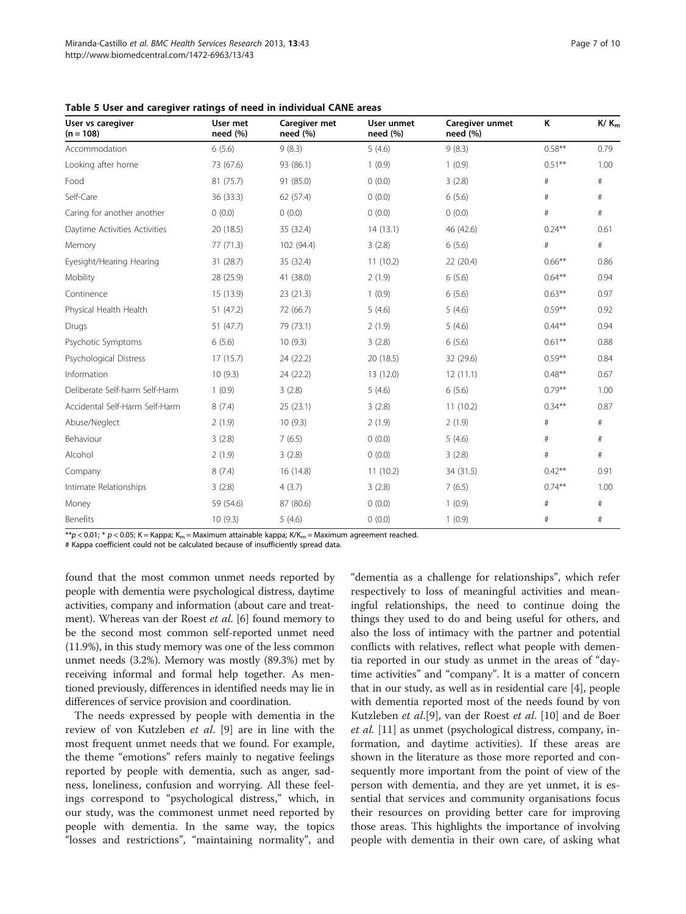**Table 5 User and caregiver ratings of need in individual CANE areas**

| User vs caregiver (n = 108) | User met need (%) | Caregiver met need (%) | User unmet need (%) | Caregiver unmet need (%) | K | K/ $K_m$ |
|---|---|---|---|---|---|---|
| Accommodation | 6 (5.6) | 9 (8.3) | 5 (4.6) | 9 (8.3) | 0.58** | 0.79 |
| Looking after home | 73 (67.6) | 93 (86.1) | 1 (0.9) | 1 (0.9) | 0.51** | 1.00 |
| Food | 81 (75.7) | 91 (85.0) | 0 (0.0) | 3 (2.8) | # | # |
| Self-Care | 36 (33.3) | 62 (57.4) | 0 (0.0) | 6 (5.6) | # | # |
| Caring for another another | 0 (0.0) | 0 (0.0) | 0 (0.0) | 0 (0.0) | # | # |
| Daytime Activities Activities | 20 (18.5) | 35 (32.4) | 14 (13.1) | 46 (42.6) | 0.24** | 0.61 |
| Memory | 77 (71.3) | 102 (94.4) | 3 (2.8) | 6 (5.6) | # | # |
| Eyesight/Hearing Hearing | 31 (28.7) | 35 (32.4) | 11 (10.2) | 22 (20.4) | 0.66** | 0.86 |
| Mobility | 28 (25.9) | 41 (38.0) | 2 (1.9) | 6 (5.6) | 0.64** | 0.94 |
| Continence | 15 (13.9) | 23 (21.3) | 1 (0.9) | 6 (5.6) | 0.63** | 0.97 |
| Physical Health Health | 51 (47.2) | 72 (66.7) | 5 (4.6) | 5 (4.6) | 0.59** | 0.92 |
| Drugs | 51 (47.7) | 79 (73.1) | 2 (1.9) | 5 (4.6) | 0.44** | 0.94 |
| Psychotic Symptoms | 6 (5.6) | 10 (9.3) | 3 (2.8) | 6 (5.6) | 0.61** | 0.88 |
| Psychological Distress | 17 (15.7) | 24 (22.2) | 20 (18.5) | 32 (29.6) | 0.59** | 0.84 |
| Information | 10 (9.3) | 24 (22.2) | 13 (12.0) | 12 (11.1) | 0.48** | 0.67 |
| Deliberate Self-harm Self-Harm | 1 (0.9) | 3 (2.8) | 5 (4.6) | 6 (5.6) | 0.79** | 1.00 |
| Accidental Self-Harm Self-Harm | 8 (7.4) | 25 (23.1) | 3 (2.8) | 11 (10.2) | 0.34** | 0.87 |
| Abuse/Neglect | 2 (1.9) | 10 (9.3) | 2 (1.9) | 2 (1.9) | # | # |
| Behaviour | 3 (2.8) | 7 (6.5) | 0 (0.0) | 5 (4.6) | # | # |
| Alcohol | 2 (1.9) | 3 (2.8) | 0 (0.0) | 3 (2.8) | # | # |
| Company | 8 (7.4) | 16 (14.8) | 11 (10.2) | 34 (31.5) | 0.42** | 0.91 |
| Intimate Relationships | 3 (2.8) | 4 (3.7) | 3 (2.8) | 7 (6.5) | 0.74** | 1.00 |
| Money | 59 (54.6) | 87 (80.6) | 0 (0.0) | 1 (0.9) | # | # |
| Benefits | 10 (9.3) | 5 (4.6) | 0 (0.0) | 1 (0.9) | # | # |

**$p < 0.01$; * $p < 0.05$; K = Kappa; $K_m$ = Maximum attainable kappa; $K/K_m$ = Maximum agreement reached.
# Kappa coefficient could not be calculated because of insufficiently spread data.

found that the most common unmet needs reported by people with dementia were psychological distress, daytime activities, company and information (about care and treatment). Whereas van der Roest *et al.* [6] found memory to be the second most common self-reported unmet need (11.9%), in this study memory was one of the less common unmet needs (3.2%). Memory was mostly (89.3%) met by receiving informal and formal help together. As mentioned previously, differences in identified needs may lie in differences of service provision and coordination.

The needs expressed by people with dementia in the review of von Kutzleben *et al.* [9] are in line with the most frequent unmet needs that we found. For example, the theme "emotions" refers mainly to negative feelings reported by people with dementia, such as anger, sadness, loneliness, confusion and worrying. All these feelings correspond to "psychological distress," which, in our study, was the commonest unmet need reported by people with dementia. In the same way, the topics "losses and restrictions", "maintaining normality", and "dementia as a challenge for relationships", which refer respectively to loss of meaningful activities and meaningful relationships, the need to continue doing the things they used to do and being useful for others, and also the loss of intimacy with the partner and potential conflicts with relatives, reflect what people with dementia reported in our study as unmet in the areas of "daytime activities" and "company". It is a matter of concern that in our study, as well as in residential care [4], people with dementia reported most of the needs found by von Kutzleben *et al.*[9], van der Roest *et al.* [10] and de Boer *et al.* [11] as unmet (psychological distress, company, information, and daytime activities). If these areas are shown in the literature as those more reported and consequently more important from the point of view of the person with dementia, and they are yet unmet, it is essential that services and community organisations focus their resources on providing better care for improving those areas. This highlights the importance of involving people with dementia in their own care, of asking what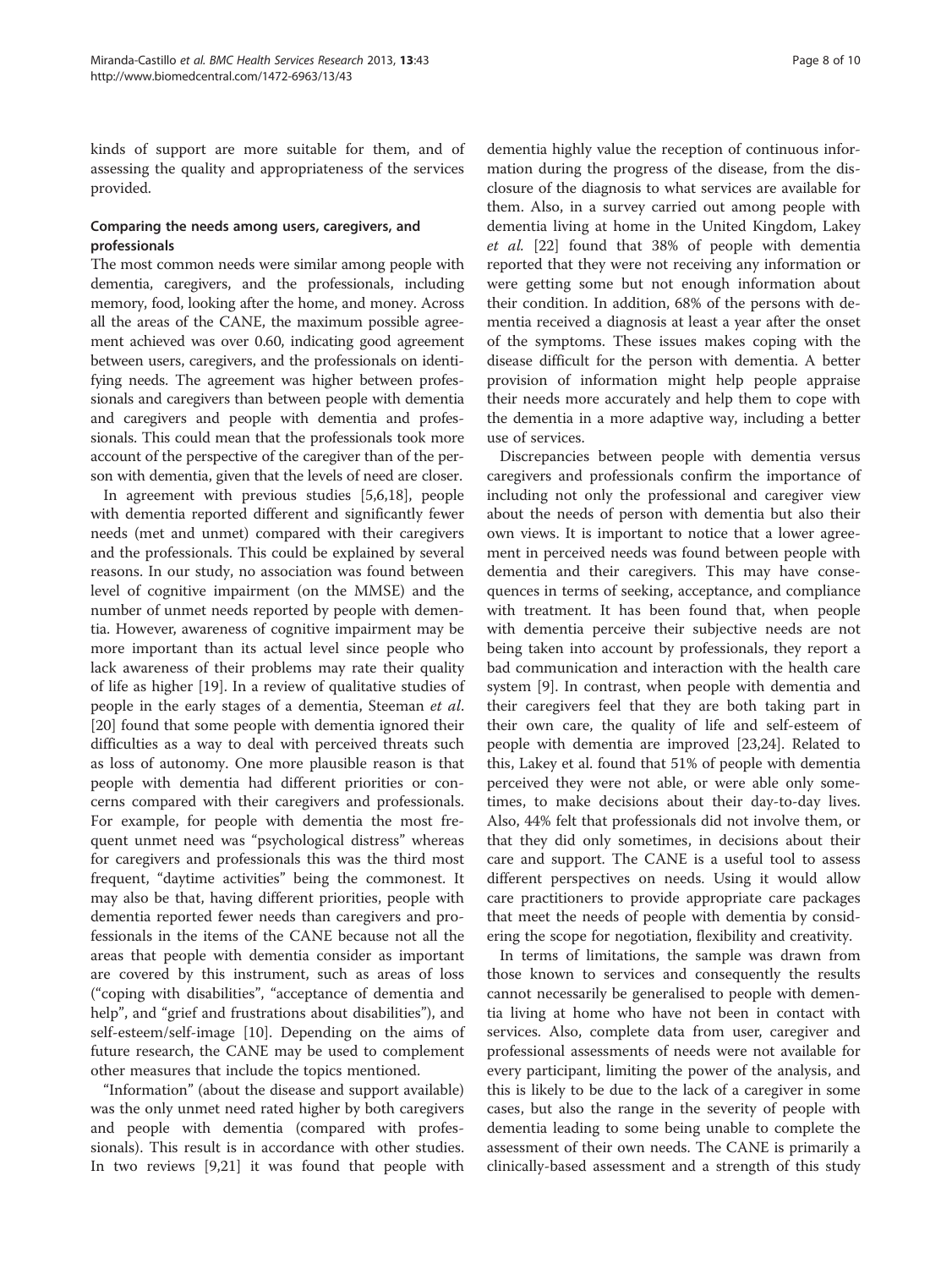kinds of support are more suitable for them, and of assessing the quality and appropriateness of the services provided.

### Comparing the needs among users, caregivers, and professionals

The most common needs were similar among people with dementia, caregivers, and the professionals, including memory, food, looking after the home, and money. Across all the areas of the CANE, the maximum possible agreement achieved was over 0.60, indicating good agreement between users, caregivers, and the professionals on identifying needs. The agreement was higher between professionals and caregivers than between people with dementia and caregivers and people with dementia and professionals. This could mean that the professionals took more account of the perspective of the caregiver than of the person with dementia, given that the levels of need are closer.

In agreement with previous studies [5,6,18], people with dementia reported different and significantly fewer needs (met and unmet) compared with their caregivers and the professionals. This could be explained by several reasons. In our study, no association was found between level of cognitive impairment (on the MMSE) and the number of unmet needs reported by people with dementia. However, awareness of cognitive impairment may be more important than its actual level since people who lack awareness of their problems may rate their quality of life as higher [19]. In a review of qualitative studies of people in the early stages of a dementia, Steeman *et al*. [20] found that some people with dementia ignored their difficulties as a way to deal with perceived threats such as loss of autonomy. One more plausible reason is that people with dementia had different priorities or concerns compared with their caregivers and professionals. For example, for people with dementia the most frequent unmet need was "psychological distress" whereas for caregivers and professionals this was the third most frequent, "daytime activities" being the commonest. It may also be that, having different priorities, people with dementia reported fewer needs than caregivers and professionals in the items of the CANE because not all the areas that people with dementia consider as important are covered by this instrument, such as areas of loss ("coping with disabilities", "acceptance of dementia and help", and "grief and frustrations about disabilities"), and self-esteem/self-image [10]. Depending on the aims of future research, the CANE may be used to complement other measures that include the topics mentioned.

"Information" (about the disease and support available) was the only unmet need rated higher by both caregivers and people with dementia (compared with professionals). This result is in accordance with other studies. In two reviews [9,21] it was found that people with dementia highly value the reception of continuous information during the progress of the disease, from the disclosure of the diagnosis to what services are available for them. Also, in a survey carried out among people with dementia living at home in the United Kingdom, Lakey *et al*. [22] found that 38% of people with dementia reported that they were not receiving any information or were getting some but not enough information about their condition. In addition, 68% of the persons with dementia received a diagnosis at least a year after the onset of the symptoms. These issues makes coping with the disease difficult for the person with dementia. A better provision of information might help people appraise their needs more accurately and help them to cope with the dementia in a more adaptive way, including a better use of services.

Discrepancies between people with dementia versus caregivers and professionals confirm the importance of including not only the professional and caregiver view about the needs of person with dementia but also their own views. It is important to notice that a lower agreement in perceived needs was found between people with dementia and their caregivers. This may have consequences in terms of seeking, acceptance, and compliance with treatment. It has been found that, when people with dementia perceive their subjective needs are not being taken into account by professionals, they report a bad communication and interaction with the health care system [9]. In contrast, when people with dementia and their caregivers feel that they are both taking part in their own care, the quality of life and self-esteem of people with dementia are improved [23,24]. Related to this, Lakey et al. found that 51% of people with dementia perceived they were not able, or were able only sometimes, to make decisions about their day-to-day lives. Also, 44% felt that professionals did not involve them, or that they did only sometimes, in decisions about their care and support. The CANE is a useful tool to assess different perspectives on needs. Using it would allow care practitioners to provide appropriate care packages that meet the needs of people with dementia by considering the scope for negotiation, flexibility and creativity.

In terms of limitations, the sample was drawn from those known to services and consequently the results cannot necessarily be generalised to people with dementia living at home who have not been in contact with services. Also, complete data from user, caregiver and professional assessments of needs were not available for every participant, limiting the power of the analysis, and this is likely to be due to the lack of a caregiver in some cases, but also the range in the severity of people with dementia leading to some being unable to complete the assessment of their own needs. The CANE is primarily a clinically-based assessment and a strength of this study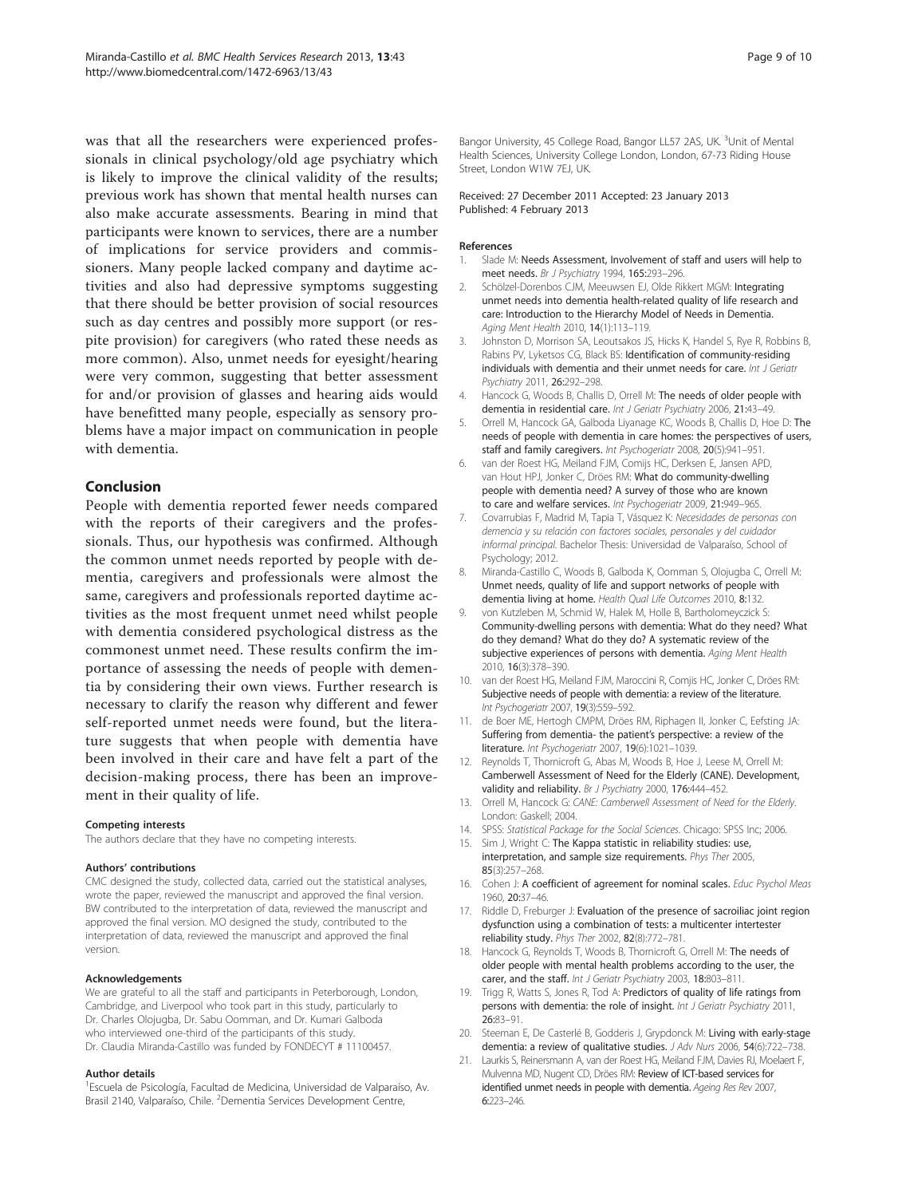was that all the researchers were experienced professionals in clinical psychology/old age psychiatry which is likely to improve the clinical validity of the results; previous work has shown that mental health nurses can also make accurate assessments. Bearing in mind that participants were known to services, there are a number of implications for service providers and commissioners. Many people lacked company and daytime activities and also had depressive symptoms suggesting that there should be better provision of social resources such as day centres and possibly more support (or respite provision) for caregivers (who rated these needs as more common). Also, unmet needs for eyesight/hearing were very common, suggesting that better assessment for and/or provision of glasses and hearing aids would have benefitted many people, especially as sensory problems have a major impact on communication in people with dementia.

## Conclusion

People with dementia reported fewer needs compared with the reports of their caregivers and the professionals. Thus, our hypothesis was confirmed. Although the common unmet needs reported by people with dementia, caregivers and professionals were almost the same, caregivers and professionals reported daytime activities as the most frequent unmet need whilst people with dementia considered psychological distress as the commonest unmet need. These results confirm the importance of assessing the needs of people with dementia by considering their own views. Further research is necessary to clarify the reason why different and fewer self-reported unmet needs were found, but the literature suggests that when people with dementia have been involved in their care and have felt a part of the decision-making process, there has been an improvement in their quality of life.

#### Competing interests

The authors declare that they have no competing interests.

#### Authors' contributions

CMC designed the study, collected data, carried out the statistical analyses, wrote the paper, reviewed the manuscript and approved the final version. BW contributed to the interpretation of data, reviewed the manuscript and approved the final version. MO designed the study, contributed to the interpretation of data, reviewed the manuscript and approved the final version.

#### Acknowledgements

We are grateful to all the staff and participants in Peterborough, London, Cambridge, and Liverpool who took part in this study, particularly to Dr. Charles Olojugba, Dr. Sabu Oomman, and Dr. Kumari Galboda who interviewed one-third of the participants of this study. Dr. Claudia Miranda-Castillo was funded by FONDECYT # 11100457.

#### Author details

[1]Escuela de Psicología, Facultad de Medicina, Universidad de Valparaíso, Av. Brasil 2140, Valparaíso, Chile. [2]Dementia Services Development Centre, Bangor University, 45 College Road, Bangor LL57 2AS, UK. [3]Unit of Mental Health Sciences, University College London, London, 67-73 Riding House Street, London W1W 7EJ, UK.

Received: 27 December 2011 Accepted: 23 January 2013
Published: 4 February 2013

#### References

1. Slade M: **Needs Assessment, Involvement of staff and users will help to meet needs.** *Br J Psychiatry* 1994, **165:**293–296.
2. Schölzel-Dorenbos CJM, Meeuwsen EJ, Olde Rikkert MGM: **Integrating unmet needs into dementia health-related quality of life research and care: Introduction to the Hierarchy Model of Needs in Dementia.** *Aging Ment Health* 2010, **14**(1):113–119.
3. Johnston D, Morrison SA, Leoutsakos JS, Hicks K, Handel S, Rye R, Robbins B, Rabins PV, Lyketsos CG, Black BS: **Identification of community-residing individuals with dementia and their unmet needs for care.** *Int J Geriatr Psychiatry* 2011, **26:**292–298.
4. Hancock G, Woods B, Challis D, Orrell M: **The needs of older people with dementia in residential care.** *Int J Geriatr Psychiatry* 2006, **21:**43–49.
5. Orrell M, Hancock GA, Galboda Liyanage KC, Woods B, Challis D, Hoe D: **The needs of people with dementia in care homes: the perspectives of users, staff and family caregivers.** *Int Psychogeriatr* 2008, **20**(5):941–951.
6. van der Roest HG, Meiland FJM, Comijs HC, Derksen E, Jansen APD, van Hout HPJ, Jonker C, Dröes RM: **What do community-dwelling people with dementia need? A survey of those who are known to care and welfare services.** *Int Psychogeriatr* 2009, **21:**949–965.
7. Covarrubias F, Madrid M, Tapia T, Vásquez K: *Necesidades de personas con demencia y su relación con factores sociales, personales y del cuidador informal principal.* Bachelor Thesis: Universidad de Valparaíso, School of Psychology; 2012.
8. Miranda-Castillo C, Woods B, Galboda K, Oomman S, Olojugba C, Orrell M: **Unmet needs, quality of life and support networks of people with dementia living at home.** *Health Qual Life Outcomes* 2010, **8:**132.
9. von Kutzleben M, Schmid W, Halek M, Holle B, Bartholomeyczick S: **Community-dwelling persons with dementia: What do they need? What do they demand? What do they do? A systematic review of the subjective experiences of persons with dementia.** *Aging Ment Health* 2010, **16**(3):378–390.
10. van der Roest HG, Meiland FJM, Maroccini R, Comjis HC, Jonker C, Dröes RM: **Subjective needs of people with dementia: a review of the literature.** *Int Psychogeriatr* 2007, **19**(3):559–592.
11. de Boer ME, Hertogh CMPM, Dröes RM, Riphagen II, Jonker C, Eefsting JA: **Suffering from dementia- the patient's perspective: a review of the literature.** *Int Psychogeriatr* 2007, **19**(6):1021–1039.
12. Reynolds T, Thornicroft G, Abas M, Woods B, Hoe J, Leese M, Orrell M: **Camberwell Assessment of Need for the Elderly (CANE). Development, validity and reliability.** *Br J Psychiatry* 2000, **176:**444–452.
13. Orrell M, Hancock G: *CANE: Camberwell Assessment of Need for the Elderly.* London: Gaskell; 2004.
14. SPSS: *Statistical Package for the Social Sciences.* Chicago: SPSS Inc; 2006.
15. Sim J, Wright C: **The Kappa statistic in reliability studies: use, interpretation, and sample size requirements.** *Phys Ther* 2005, **85**(3):257–268.
16. Cohen J: **A coefficient of agreement for nominal scales.** *Educ Psychol Meas* 1960, **20:**37–46.
17. Riddle D, Freburger J: **Evaluation of the presence of sacroiliac joint region dysfunction using a combination of tests: a multicenter intertester reliability study.** *Phys Ther* 2002, **82**(8):772–781.
18. Hancock G, Reynolds T, Woods B, Thornicroft G, Orrell M: **The needs of older people with mental health problems according to the user, the carer, and the staff.** *Int J Geriatr Psychiatry* 2003, **18:**803–811.
19. Trigg R, Watts S, Jones R, Tod A: **Predictors of quality of life ratings from persons with dementia: the role of insight.** *Int J Geriatr Psychiatry* 2011, **26:**83–91.
20. Steeman E, De Casterlé B, Godderis J, Grypdonck M: **Living with early-stage dementia: a review of qualitative studies.** *J Adv Nurs* 2006, **54**(6):722–738.
21. Laurkis S, Reinersmann A, van der Roest HG, Meiland FJM, Davies RJ, Moelaert F, Mulvenna MD, Nugent CD, Dröes RM: **Review of ICT-based services for identified unmet needs in people with dementia.** *Ageing Res Rev* 2007, **6:**223–246.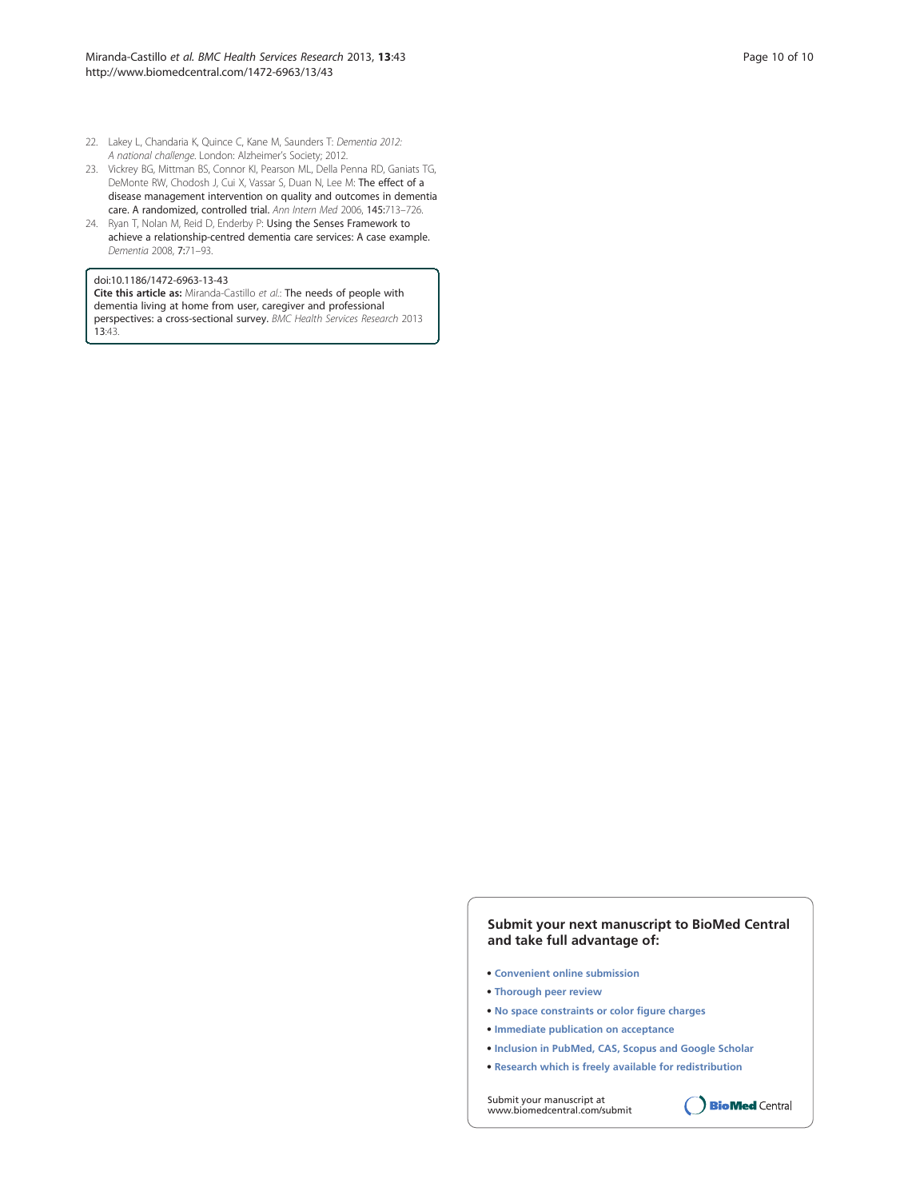22. Lakey L, Chandaria K, Quince C, Kane M, Saunders T: *Dementia 2012: A national challenge*. London: Alzheimer's Society; 2012.
23. Vickrey BG, Mittman BS, Connor KI, Pearson ML, Della Penna RD, Ganiats TG, DeMonte RW, Chodosh J, Cui X, Vassar S, Duan N, Lee M: **The effect of a disease management intervention on quality and outcomes in dementia care. A randomized, controlled trial.** *Ann Intern Med* 2006, **145:**713–726.
24. Ryan T, Nolan M, Reid D, Enderby P: **Using the Senses Framework to achieve a relationship-centred dementia care services: A case example.** *Dementia* 2008, **7:**71–93.

doi:10.1186/1472-6963-13-43
**Cite this article as:** Miranda-Castillo *et al.*: **The needs of people with dementia living at home from user, caregiver and professional perspectives: a cross-sectional survey.** *BMC Health Services Research* 2013 **13**:43.

**Submit your next manuscript to BioMed Central and take full advantage of:**

- **Convenient online submission**
- **Thorough peer review**
- **No space constraints or color figure charges**
- **Immediate publication on acceptance**
- **Inclusion in PubMed, CAS, Scopus and Google Scholar**
- **Research which is freely available for redistribution**

Submit your manuscript at
www.biomedcentral.com/submit

**BioMed** Central